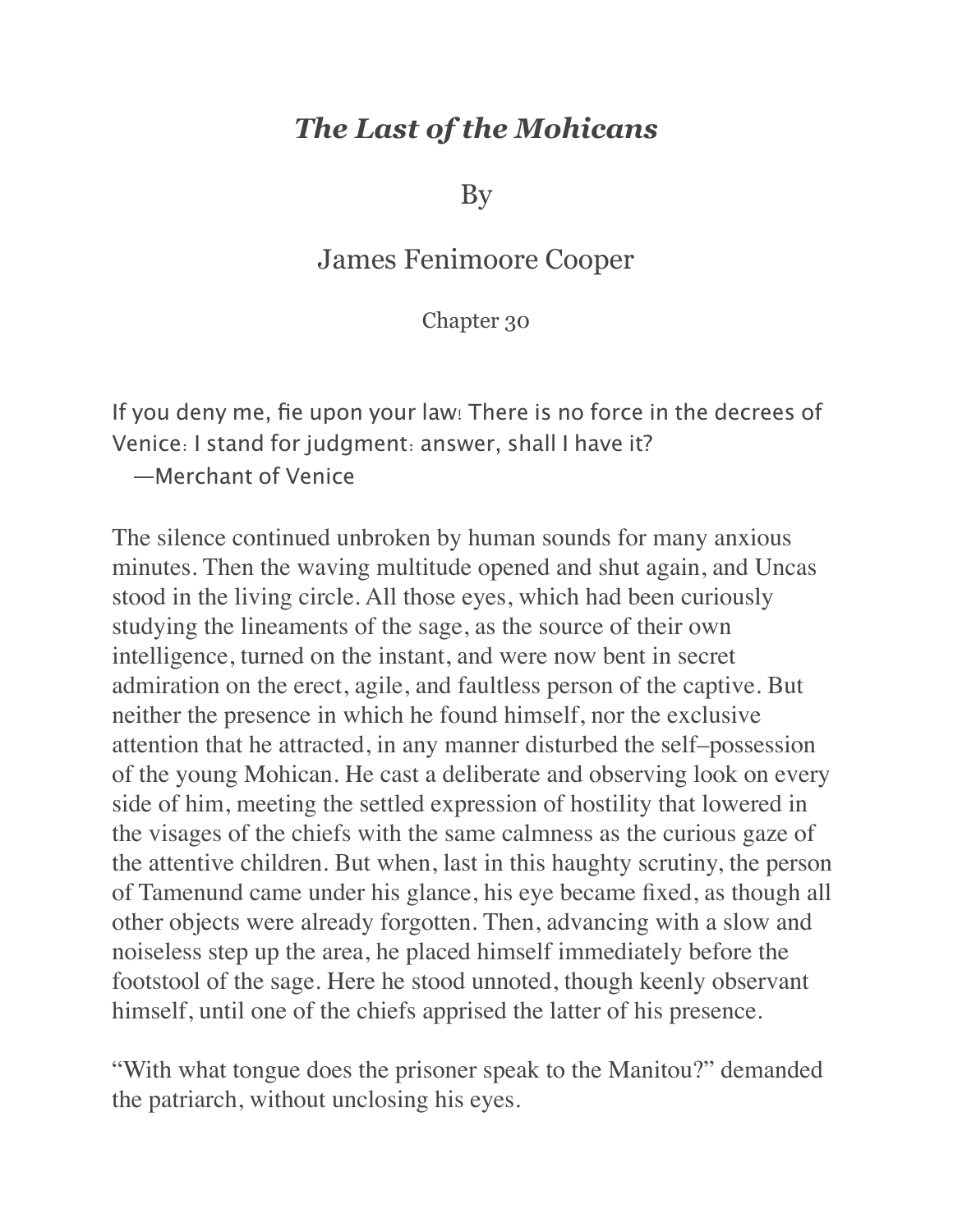# *The Last of the Mohicans*

By

James Fenimoore Cooper

Chapter 30

If you deny me, fie upon your law! There is no force in the decrees of Venice: I stand for judgment: answer, shall I have it?
—Merchant of Venice

The silence continued unbroken by human sounds for many anxious minutes. Then the waving multitude opened and shut again, and Uncas stood in the living circle. All those eyes, which had been curiously studying the lineaments of the sage, as the source of their own intelligence, turned on the instant, and were now bent in secret admiration on the erect, agile, and faultless person of the captive. But neither the presence in which he found himself, nor the exclusive attention that he attracted, in any manner disturbed the self–possession of the young Mohican. He cast a deliberate and observing look on every side of him, meeting the settled expression of hostility that lowered in the visages of the chiefs with the same calmness as the curious gaze of the attentive children. But when, last in this haughty scrutiny, the person of Tamenund came under his glance, his eye became fixed, as though all other objects were already forgotten. Then, advancing with a slow and noiseless step up the area, he placed himself immediately before the footstool of the sage. Here he stood unnoted, though keenly observant himself, until one of the chiefs apprised the latter of his presence.

"With what tongue does the prisoner speak to the Manitou?" demanded the patriarch, without unclosing his eyes.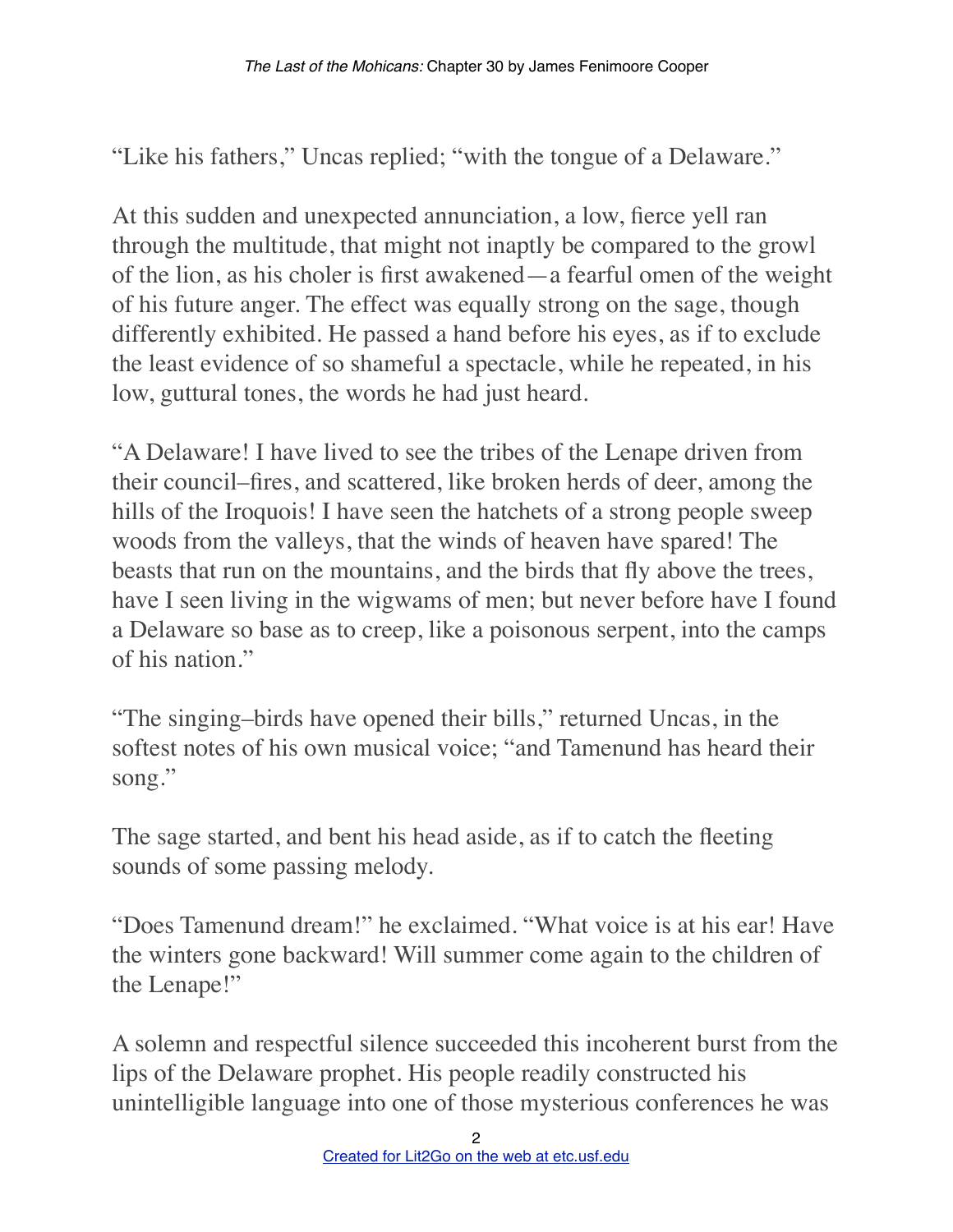"Like his fathers," Uncas replied; "with the tongue of a Delaware."

At this sudden and unexpected annunciation, a low, fierce yell ran through the multitude, that might not inaptly be compared to the growl of the lion, as his choler is first awakened—a fearful omen of the weight of his future anger. The effect was equally strong on the sage, though differently exhibited. He passed a hand before his eyes, as if to exclude the least evidence of so shameful a spectacle, while he repeated, in his low, guttural tones, the words he had just heard.

"A Delaware! I have lived to see the tribes of the Lenape driven from their council–fires, and scattered, like broken herds of deer, among the hills of the Iroquois! I have seen the hatchets of a strong people sweep woods from the valleys, that the winds of heaven have spared! The beasts that run on the mountains, and the birds that fly above the trees, have I seen living in the wigwams of men; but never before have I found a Delaware so base as to creep, like a poisonous serpent, into the camps of his nation."

"The singing–birds have opened their bills," returned Uncas, in the softest notes of his own musical voice; "and Tamenund has heard their song."

The sage started, and bent his head aside, as if to catch the fleeting sounds of some passing melody.

"Does Tamenund dream!" he exclaimed. "What voice is at his ear! Have the winters gone backward! Will summer come again to the children of the Lenape!"

A solemn and respectful silence succeeded this incoherent burst from the lips of the Delaware prophet. His people readily constructed his unintelligible language into one of those mysterious conferences he was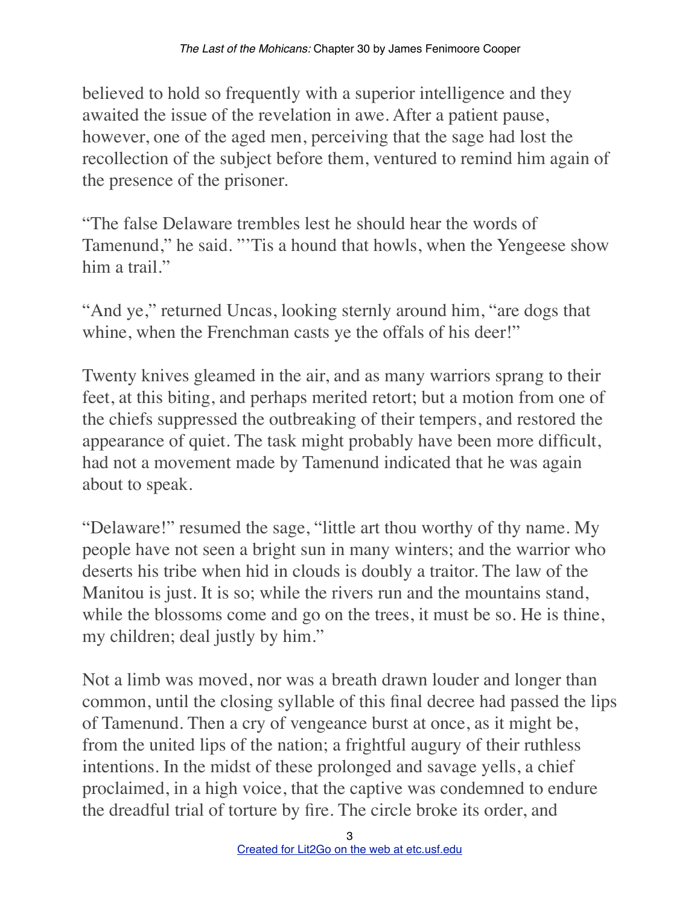believed to hold so frequently with a superior intelligence and they awaited the issue of the revelation in awe. After a patient pause, however, one of the aged men, perceiving that the sage had lost the recollection of the subject before them, ventured to remind him again of the presence of the prisoner.

"The false Delaware trembles lest he should hear the words of Tamenund," he said. "'Tis a hound that howls, when the Yengeese show him a trail."

"And ye," returned Uncas, looking sternly around him, "are dogs that whine, when the Frenchman casts ye the offals of his deer!"

Twenty knives gleamed in the air, and as many warriors sprang to their feet, at this biting, and perhaps merited retort; but a motion from one of the chiefs suppressed the outbreaking of their tempers, and restored the appearance of quiet. The task might probably have been more difficult, had not a movement made by Tamenund indicated that he was again about to speak.

"Delaware!" resumed the sage, "little art thou worthy of thy name. My people have not seen a bright sun in many winters; and the warrior who deserts his tribe when hid in clouds is doubly a traitor. The law of the Manitou is just. It is so; while the rivers run and the mountains stand, while the blossoms come and go on the trees, it must be so. He is thine, my children; deal justly by him."

Not a limb was moved, nor was a breath drawn louder and longer than common, until the closing syllable of this final decree had passed the lips of Tamenund. Then a cry of vengeance burst at once, as it might be, from the united lips of the nation; a frightful augury of their ruthless intentions. In the midst of these prolonged and savage yells, a chief proclaimed, in a high voice, that the captive was condemned to endure the dreadful trial of torture by fire. The circle broke its order, and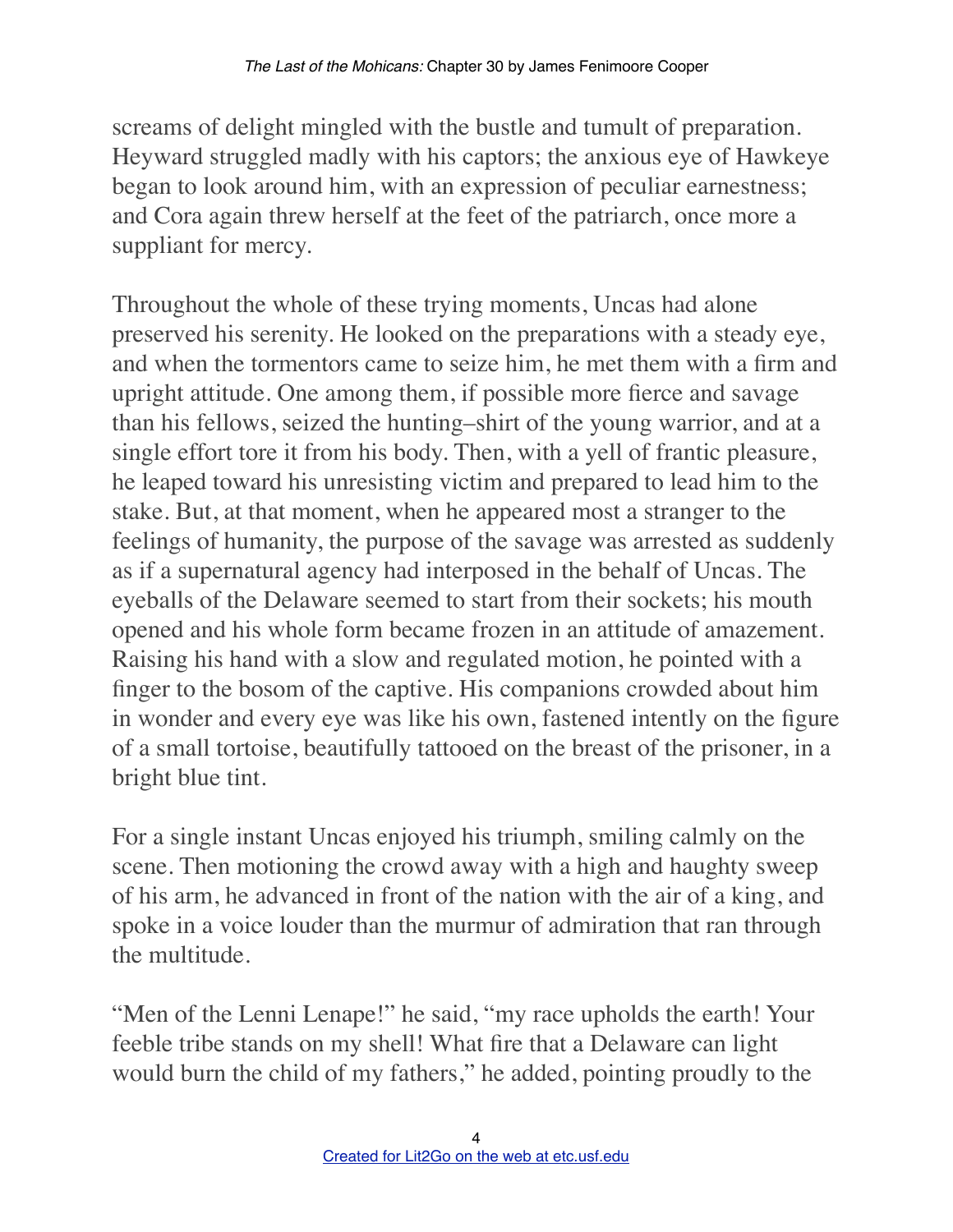screams of delight mingled with the bustle and tumult of preparation. Heyward struggled madly with his captors; the anxious eye of Hawkeye began to look around him, with an expression of peculiar earnestness; and Cora again threw herself at the feet of the patriarch, once more a suppliant for mercy.

Throughout the whole of these trying moments, Uncas had alone preserved his serenity. He looked on the preparations with a steady eye, and when the tormentors came to seize him, he met them with a firm and upright attitude. One among them, if possible more fierce and savage than his fellows, seized the hunting–shirt of the young warrior, and at a single effort tore it from his body. Then, with a yell of frantic pleasure, he leaped toward his unresisting victim and prepared to lead him to the stake. But, at that moment, when he appeared most a stranger to the feelings of humanity, the purpose of the savage was arrested as suddenly as if a supernatural agency had interposed in the behalf of Uncas. The eyeballs of the Delaware seemed to start from their sockets; his mouth opened and his whole form became frozen in an attitude of amazement. Raising his hand with a slow and regulated motion, he pointed with a finger to the bosom of the captive. His companions crowded about him in wonder and every eye was like his own, fastened intently on the figure of a small tortoise, beautifully tattooed on the breast of the prisoner, in a bright blue tint.

For a single instant Uncas enjoyed his triumph, smiling calmly on the scene. Then motioning the crowd away with a high and haughty sweep of his arm, he advanced in front of the nation with the air of a king, and spoke in a voice louder than the murmur of admiration that ran through the multitude.

"Men of the Lenni Lenape!" he said, "my race upholds the earth! Your feeble tribe stands on my shell! What fire that a Delaware can light would burn the child of my fathers," he added, pointing proudly to the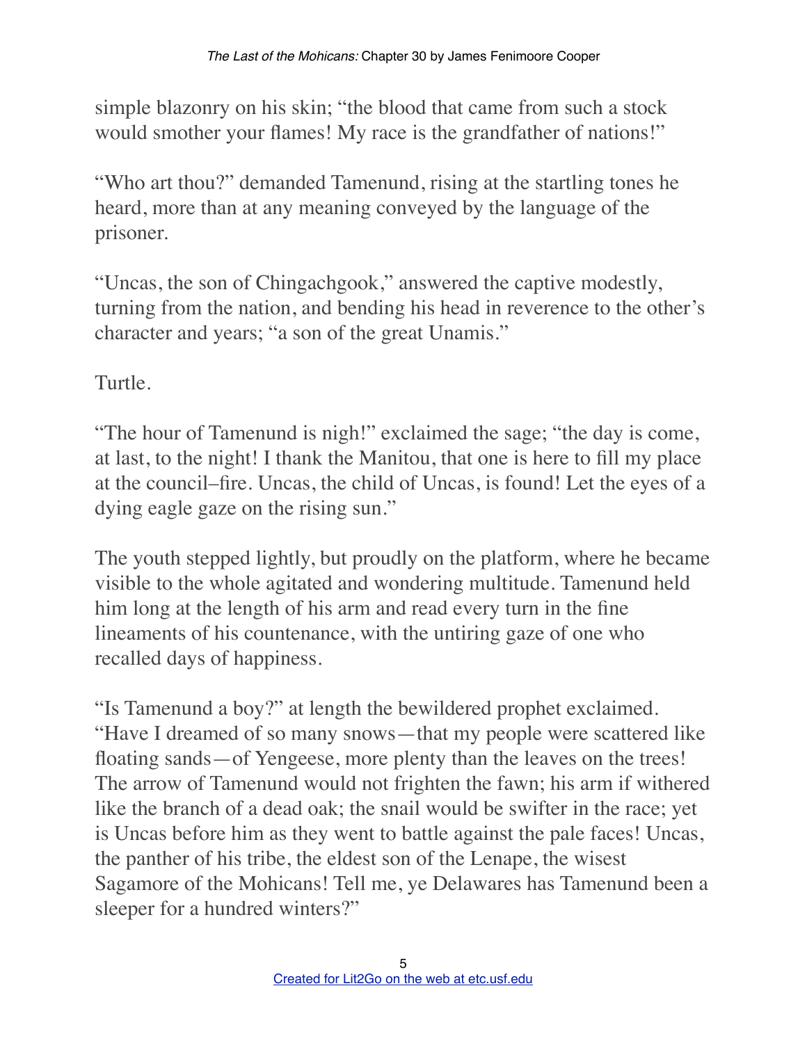simple blazonry on his skin; "the blood that came from such a stock would smother your flames! My race is the grandfather of nations!"

"Who art thou?" demanded Tamenund, rising at the startling tones he heard, more than at any meaning conveyed by the language of the prisoner.

"Uncas, the son of Chingachgook," answered the captive modestly, turning from the nation, and bending his head in reverence to the other's character and years; "a son of the great Unamis."

Turtle.

"The hour of Tamenund is nigh!" exclaimed the sage; "the day is come, at last, to the night! I thank the Manitou, that one is here to fill my place at the council–fire. Uncas, the child of Uncas, is found! Let the eyes of a dying eagle gaze on the rising sun."

The youth stepped lightly, but proudly on the platform, where he became visible to the whole agitated and wondering multitude. Tamenund held him long at the length of his arm and read every turn in the fine lineaments of his countenance, with the untiring gaze of one who recalled days of happiness.

"Is Tamenund a boy?" at length the bewildered prophet exclaimed. "Have I dreamed of so many snows—that my people were scattered like floating sands—of Yengeese, more plenty than the leaves on the trees! The arrow of Tamenund would not frighten the fawn; his arm if withered like the branch of a dead oak; the snail would be swifter in the race; yet is Uncas before him as they went to battle against the pale faces! Uncas, the panther of his tribe, the eldest son of the Lenape, the wisest Sagamore of the Mohicans! Tell me, ye Delawares has Tamenund been a sleeper for a hundred winters?"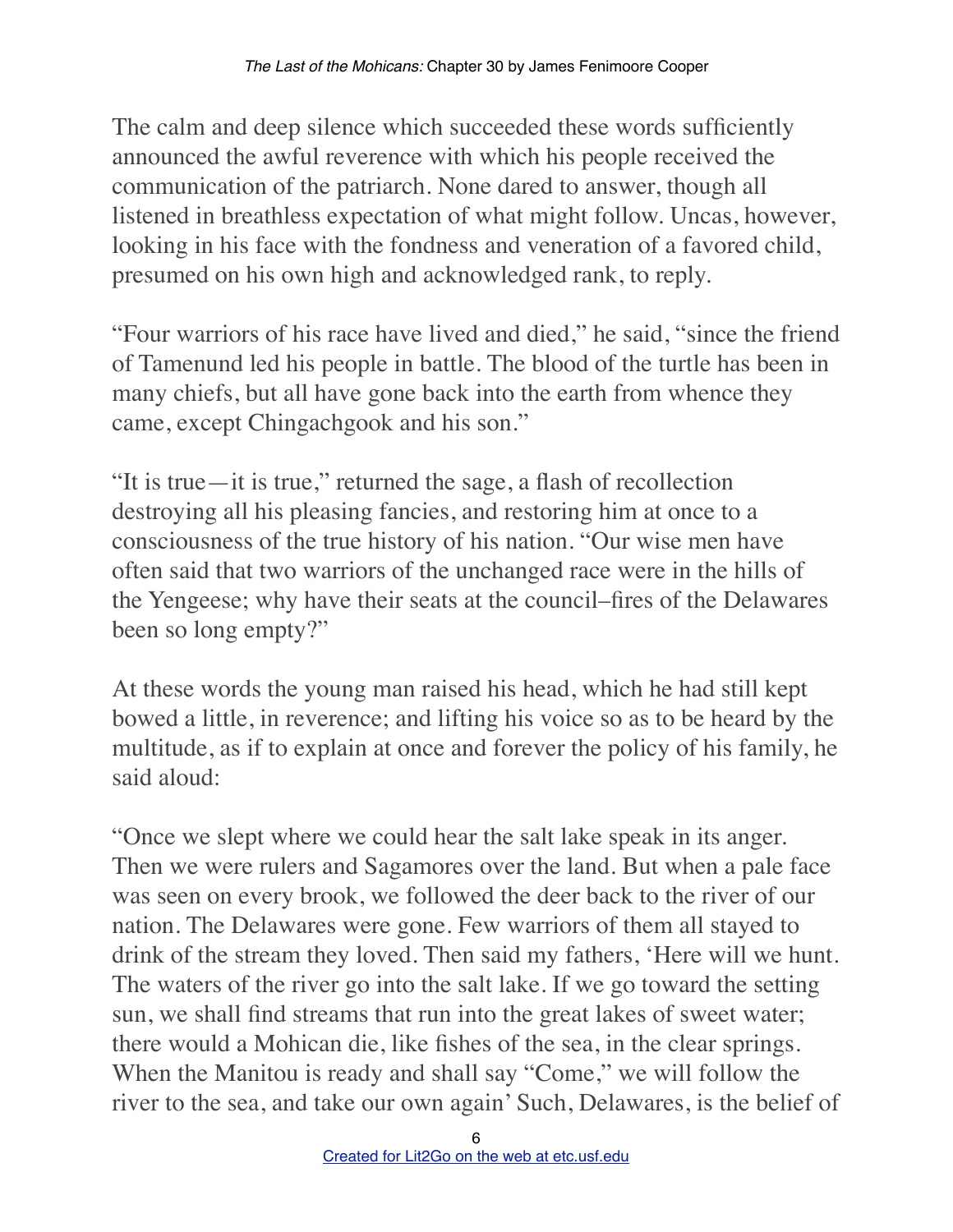The calm and deep silence which succeeded these words sufficiently announced the awful reverence with which his people received the communication of the patriarch. None dared to answer, though all listened in breathless expectation of what might follow. Uncas, however, looking in his face with the fondness and veneration of a favored child, presumed on his own high and acknowledged rank, to reply.

"Four warriors of his race have lived and died," he said, "since the friend of Tamenund led his people in battle. The blood of the turtle has been in many chiefs, but all have gone back into the earth from whence they came, except Chingachgook and his son."

"It is true—it is true," returned the sage, a flash of recollection destroying all his pleasing fancies, and restoring him at once to a consciousness of the true history of his nation. "Our wise men have often said that two warriors of the unchanged race were in the hills of the Yengeese; why have their seats at the council–fires of the Delawares been so long empty?"

At these words the young man raised his head, which he had still kept bowed a little, in reverence; and lifting his voice so as to be heard by the multitude, as if to explain at once and forever the policy of his family, he said aloud:

"Once we slept where we could hear the salt lake speak in its anger. Then we were rulers and Sagamores over the land. But when a pale face was seen on every brook, we followed the deer back to the river of our nation. The Delawares were gone. Few warriors of them all stayed to drink of the stream they loved. Then said my fathers, 'Here will we hunt. The waters of the river go into the salt lake. If we go toward the setting sun, we shall find streams that run into the great lakes of sweet water; there would a Mohican die, like fishes of the sea, in the clear springs. When the Manitou is ready and shall say "Come," we will follow the river to the sea, and take our own again' Such, Delawares, is the belief of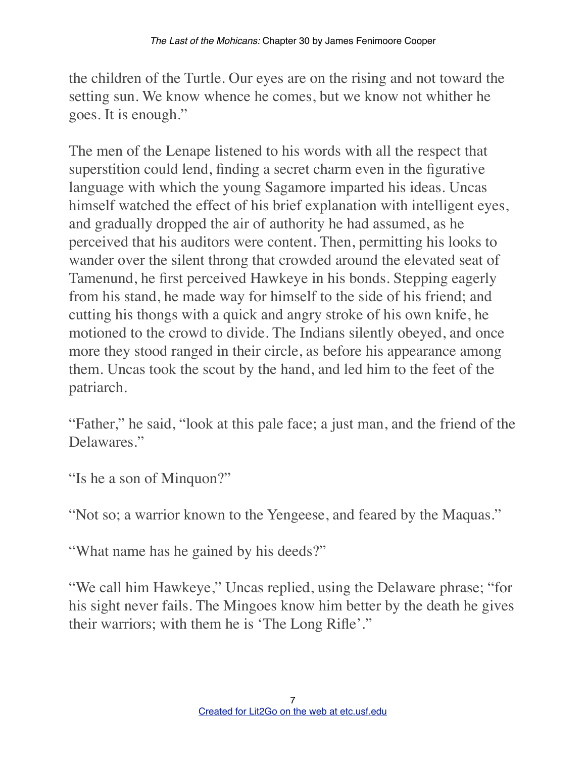the children of the Turtle. Our eyes are on the rising and not toward the setting sun. We know whence he comes, but we know not whither he goes. It is enough."

The men of the Lenape listened to his words with all the respect that superstition could lend, finding a secret charm even in the figurative language with which the young Sagamore imparted his ideas. Uncas himself watched the effect of his brief explanation with intelligent eyes, and gradually dropped the air of authority he had assumed, as he perceived that his auditors were content. Then, permitting his looks to wander over the silent throng that crowded around the elevated seat of Tamenund, he first perceived Hawkeye in his bonds. Stepping eagerly from his stand, he made way for himself to the side of his friend; and cutting his thongs with a quick and angry stroke of his own knife, he motioned to the crowd to divide. The Indians silently obeyed, and once more they stood ranged in their circle, as before his appearance among them. Uncas took the scout by the hand, and led him to the feet of the patriarch.

"Father," he said, "look at this pale face; a just man, and the friend of the Delawares."

"Is he a son of Minquon?"

"Not so; a warrior known to the Yengeese, and feared by the Maquas."

"What name has he gained by his deeds?"

"We call him Hawkeye," Uncas replied, using the Delaware phrase; "for his sight never fails. The Mingoes know him better by the death he gives their warriors; with them he is 'The Long Rifle'."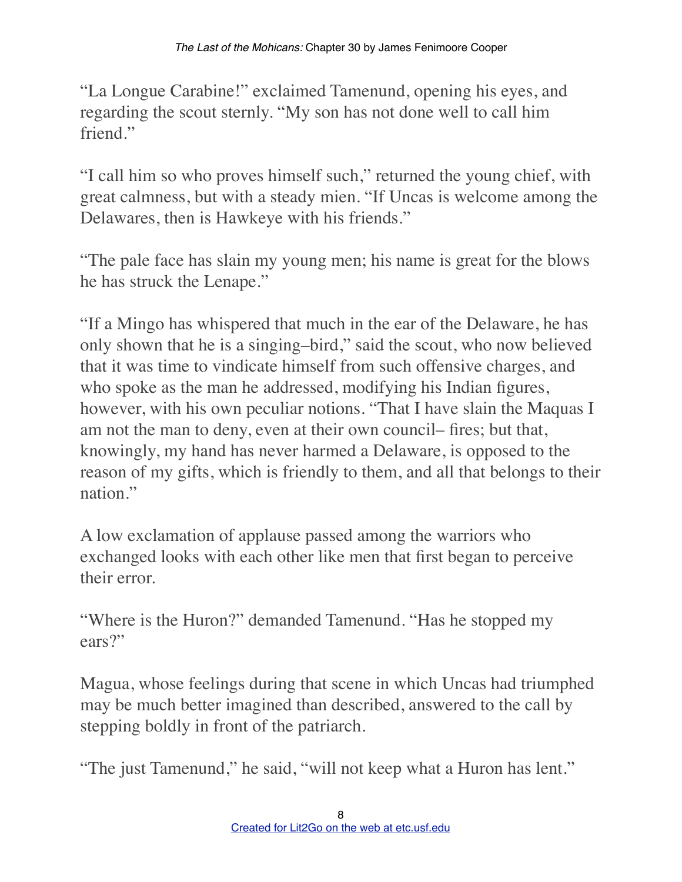"La Longue Carabine!" exclaimed Tamenund, opening his eyes, and regarding the scout sternly. "My son has not done well to call him friend."

"I call him so who proves himself such," returned the young chief, with great calmness, but with a steady mien. "If Uncas is welcome among the Delawares, then is Hawkeye with his friends."

"The pale face has slain my young men; his name is great for the blows he has struck the Lenape."

"If a Mingo has whispered that much in the ear of the Delaware, he has only shown that he is a singing–bird," said the scout, who now believed that it was time to vindicate himself from such offensive charges, and who spoke as the man he addressed, modifying his Indian figures, however, with his own peculiar notions. "That I have slain the Maquas I am not the man to deny, even at their own council– fires; but that, knowingly, my hand has never harmed a Delaware, is opposed to the reason of my gifts, which is friendly to them, and all that belongs to their nation."

A low exclamation of applause passed among the warriors who exchanged looks with each other like men that first began to perceive their error.

"Where is the Huron?" demanded Tamenund. "Has he stopped my ears?"

Magua, whose feelings during that scene in which Uncas had triumphed may be much better imagined than described, answered to the call by stepping boldly in front of the patriarch.

"The just Tamenund," he said, "will not keep what a Huron has lent."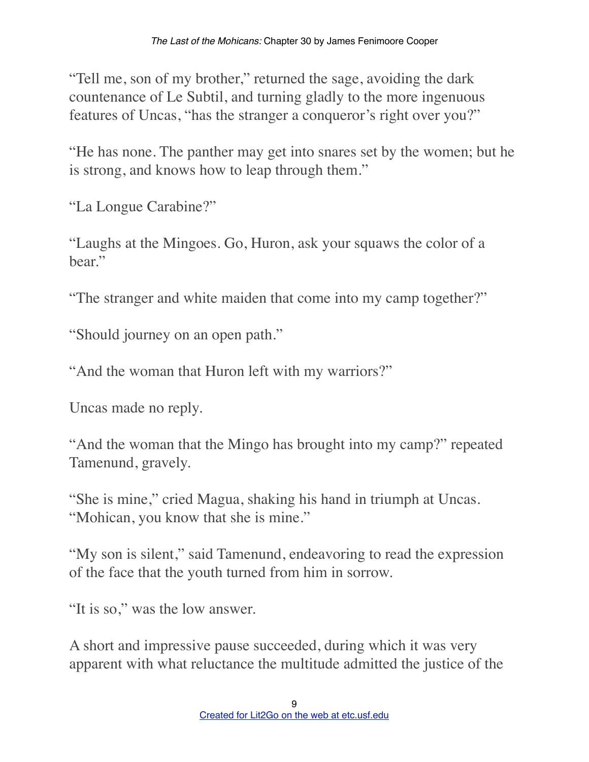"Tell me, son of my brother," returned the sage, avoiding the dark countenance of Le Subtil, and turning gladly to the more ingenuous features of Uncas, "has the stranger a conqueror's right over you?"

"He has none. The panther may get into snares set by the women; but he is strong, and knows how to leap through them."

"La Longue Carabine?"

"Laughs at the Mingoes. Go, Huron, ask your squaws the color of a bear."

"The stranger and white maiden that come into my camp together?"

"Should journey on an open path."

"And the woman that Huron left with my warriors?"

Uncas made no reply.

"And the woman that the Mingo has brought into my camp?" repeated Tamenund, gravely.

"She is mine," cried Magua, shaking his hand in triumph at Uncas. "Mohican, you know that she is mine."

"My son is silent," said Tamenund, endeavoring to read the expression of the face that the youth turned from him in sorrow.

"It is so," was the low answer.

A short and impressive pause succeeded, during which it was very apparent with what reluctance the multitude admitted the justice of the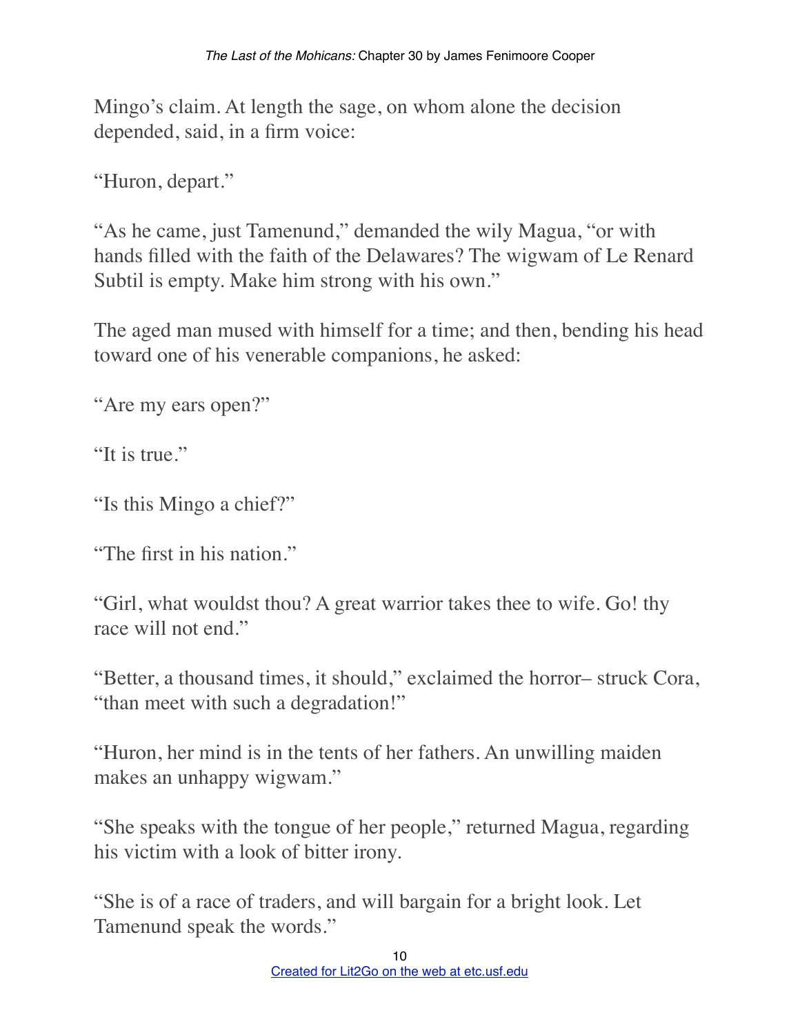Mingo's claim. At length the sage, on whom alone the decision depended, said, in a firm voice:

"Huron, depart."

"As he came, just Tamenund," demanded the wily Magua, "or with hands filled with the faith of the Delawares? The wigwam of Le Renard Subtil is empty. Make him strong with his own."

The aged man mused with himself for a time; and then, bending his head toward one of his venerable companions, he asked:

"Are my ears open?"

"It is true."

"Is this Mingo a chief?"

"The first in his nation."

"Girl, what wouldst thou? A great warrior takes thee to wife. Go! thy race will not end."

"Better, a thousand times, it should," exclaimed the horror– struck Cora, "than meet with such a degradation!"

"Huron, her mind is in the tents of her fathers. An unwilling maiden makes an unhappy wigwam."

"She speaks with the tongue of her people," returned Magua, regarding his victim with a look of bitter irony.

"She is of a race of traders, and will bargain for a bright look. Let Tamenund speak the words."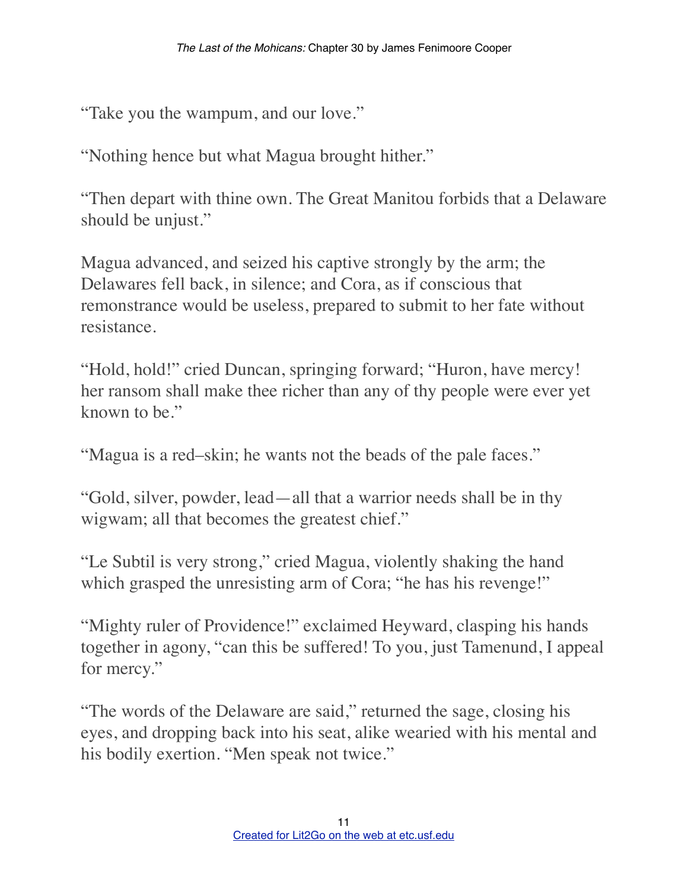"Take you the wampum, and our love."

"Nothing hence but what Magua brought hither."

"Then depart with thine own. The Great Manitou forbids that a Delaware should be unjust."

Magua advanced, and seized his captive strongly by the arm; the Delawares fell back, in silence; and Cora, as if conscious that remonstrance would be useless, prepared to submit to her fate without resistance.

"Hold, hold!" cried Duncan, springing forward; "Huron, have mercy! her ransom shall make thee richer than any of thy people were ever yet known to be."

"Magua is a red–skin; he wants not the beads of the pale faces."

"Gold, silver, powder, lead—all that a warrior needs shall be in thy wigwam; all that becomes the greatest chief."

"Le Subtil is very strong," cried Magua, violently shaking the hand which grasped the unresisting arm of Cora; "he has his revenge!"

"Mighty ruler of Providence!" exclaimed Heyward, clasping his hands together in agony, "can this be suffered! To you, just Tamenund, I appeal for mercy."

"The words of the Delaware are said," returned the sage, closing his eyes, and dropping back into his seat, alike wearied with his mental and his bodily exertion. "Men speak not twice."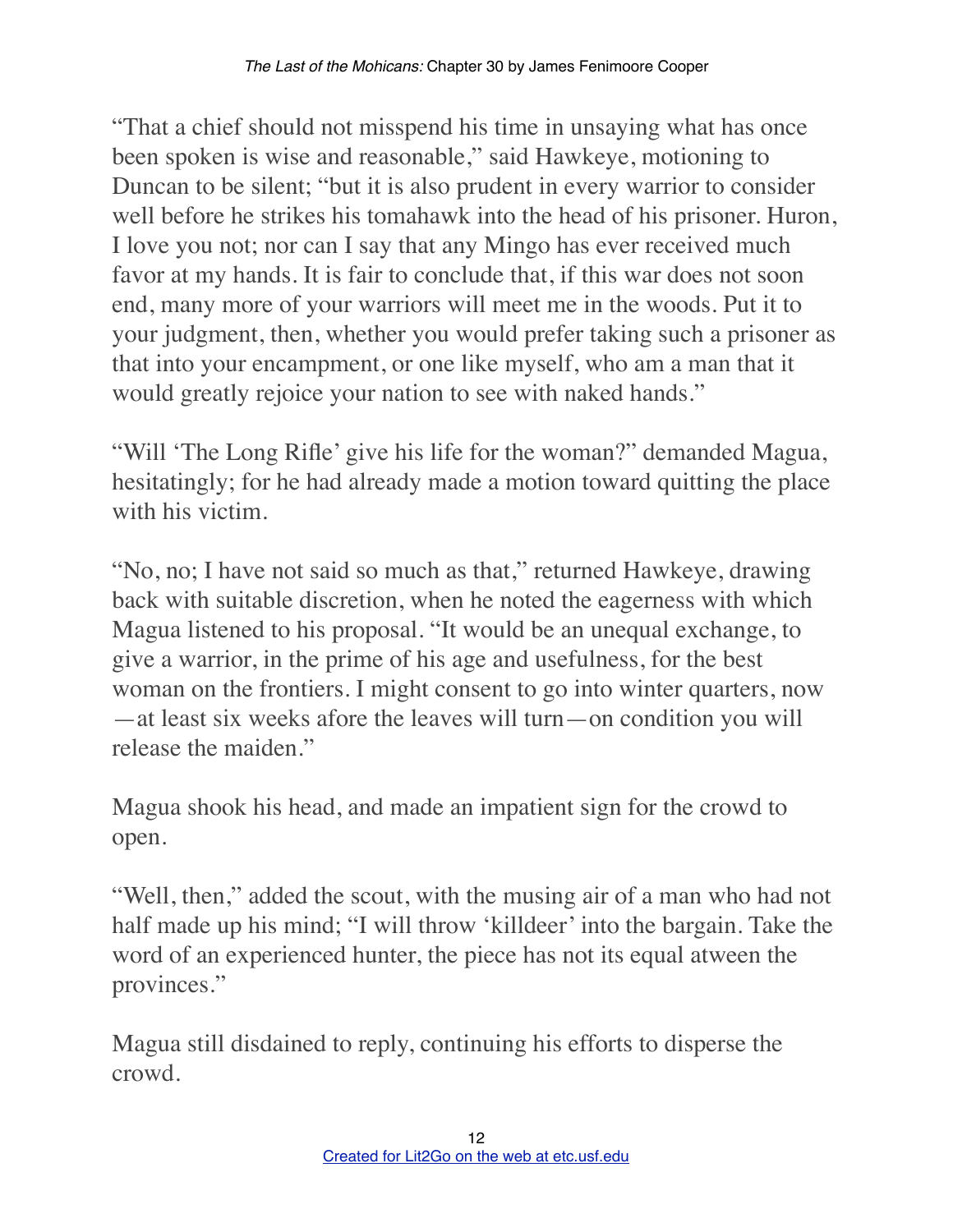"That a chief should not misspend his time in unsaying what has once been spoken is wise and reasonable," said Hawkeye, motioning to Duncan to be silent; "but it is also prudent in every warrior to consider well before he strikes his tomahawk into the head of his prisoner. Huron, I love you not; nor can I say that any Mingo has ever received much favor at my hands. It is fair to conclude that, if this war does not soon end, many more of your warriors will meet me in the woods. Put it to your judgment, then, whether you would prefer taking such a prisoner as that into your encampment, or one like myself, who am a man that it would greatly rejoice your nation to see with naked hands."

"Will 'The Long Rifle' give his life for the woman?" demanded Magua, hesitatingly; for he had already made a motion toward quitting the place with his victim.

"No, no; I have not said so much as that," returned Hawkeye, drawing back with suitable discretion, when he noted the eagerness with which Magua listened to his proposal. "It would be an unequal exchange, to give a warrior, in the prime of his age and usefulness, for the best woman on the frontiers. I might consent to go into winter quarters, now—at least six weeks afore the leaves will turn—on condition you will release the maiden."

Magua shook his head, and made an impatient sign for the crowd to open.

"Well, then," added the scout, with the musing air of a man who had not half made up his mind; "I will throw 'killdeer' into the bargain. Take the word of an experienced hunter, the piece has not its equal atween the provinces."

Magua still disdained to reply, continuing his efforts to disperse the crowd.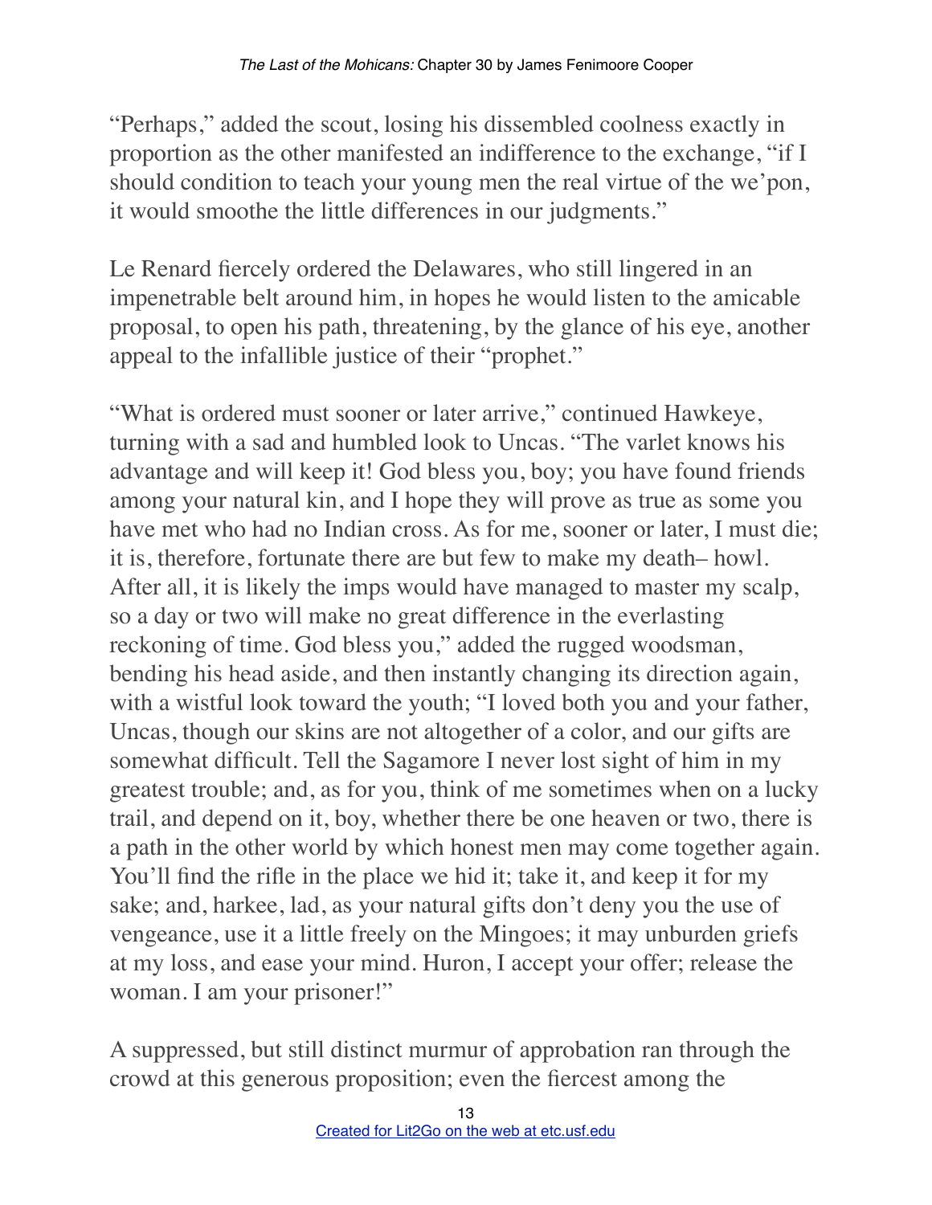"Perhaps," added the scout, losing his dissembled coolness exactly in proportion as the other manifested an indifference to the exchange, "if I should condition to teach your young men the real virtue of the we'pon, it would smoothe the little differences in our judgments."

Le Renard fiercely ordered the Delawares, who still lingered in an impenetrable belt around him, in hopes he would listen to the amicable proposal, to open his path, threatening, by the glance of his eye, another appeal to the infallible justice of their "prophet."

"What is ordered must sooner or later arrive," continued Hawkeye, turning with a sad and humbled look to Uncas. "The varlet knows his advantage and will keep it! God bless you, boy; you have found friends among your natural kin, and I hope they will prove as true as some you have met who had no Indian cross. As for me, sooner or later, I must die; it is, therefore, fortunate there are but few to make my death– howl. After all, it is likely the imps would have managed to master my scalp, so a day or two will make no great difference in the everlasting reckoning of time. God bless you," added the rugged woodsman, bending his head aside, and then instantly changing its direction again, with a wistful look toward the youth; "I loved both you and your father, Uncas, though our skins are not altogether of a color, and our gifts are somewhat difficult. Tell the Sagamore I never lost sight of him in my greatest trouble; and, as for you, think of me sometimes when on a lucky trail, and depend on it, boy, whether there be one heaven or two, there is a path in the other world by which honest men may come together again. You'll find the rifle in the place we hid it; take it, and keep it for my sake; and, harkee, lad, as your natural gifts don't deny you the use of vengeance, use it a little freely on the Mingoes; it may unburden griefs at my loss, and ease your mind. Huron, I accept your offer; release the woman. I am your prisoner!"

A suppressed, but still distinct murmur of approbation ran through the crowd at this generous proposition; even the fiercest among the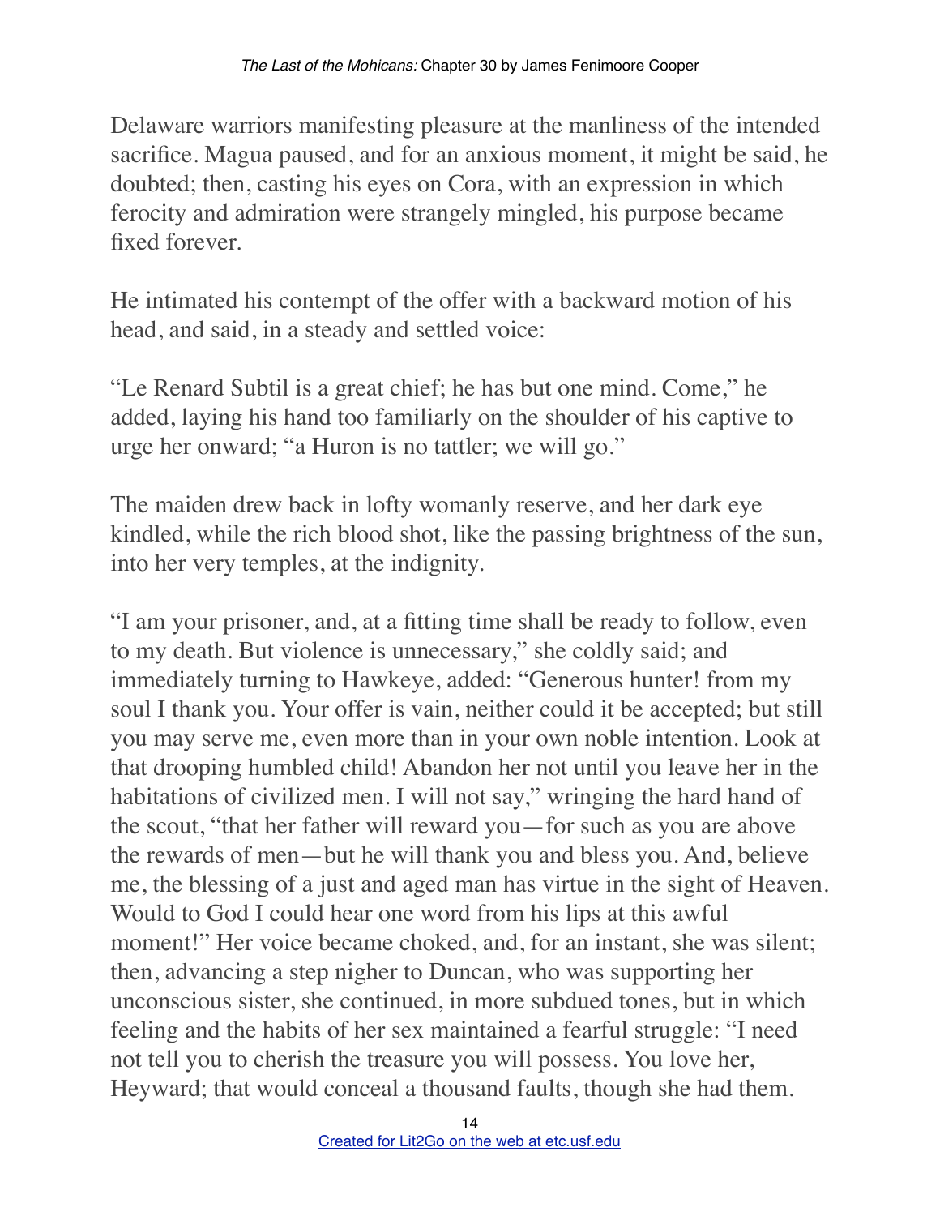Delaware warriors manifesting pleasure at the manliness of the intended sacrifice. Magua paused, and for an anxious moment, it might be said, he doubted; then, casting his eyes on Cora, with an expression in which ferocity and admiration were strangely mingled, his purpose became fixed forever.

He intimated his contempt of the offer with a backward motion of his head, and said, in a steady and settled voice:

"Le Renard Subtil is a great chief; he has but one mind. Come," he added, laying his hand too familiarly on the shoulder of his captive to urge her onward; "a Huron is no tattler; we will go."

The maiden drew back in lofty womanly reserve, and her dark eye kindled, while the rich blood shot, like the passing brightness of the sun, into her very temples, at the indignity.

"I am your prisoner, and, at a fitting time shall be ready to follow, even to my death. But violence is unnecessary," she coldly said; and immediately turning to Hawkeye, added: "Generous hunter! from my soul I thank you. Your offer is vain, neither could it be accepted; but still you may serve me, even more than in your own noble intention. Look at that drooping humbled child! Abandon her not until you leave her in the habitations of civilized men. I will not say," wringing the hard hand of the scout, "that her father will reward you—for such as you are above the rewards of men—but he will thank you and bless you. And, believe me, the blessing of a just and aged man has virtue in the sight of Heaven. Would to God I could hear one word from his lips at this awful moment!" Her voice became choked, and, for an instant, she was silent; then, advancing a step nigher to Duncan, who was supporting her unconscious sister, she continued, in more subdued tones, but in which feeling and the habits of her sex maintained a fearful struggle: "I need not tell you to cherish the treasure you will possess. You love her, Heyward; that would conceal a thousand faults, though she had them.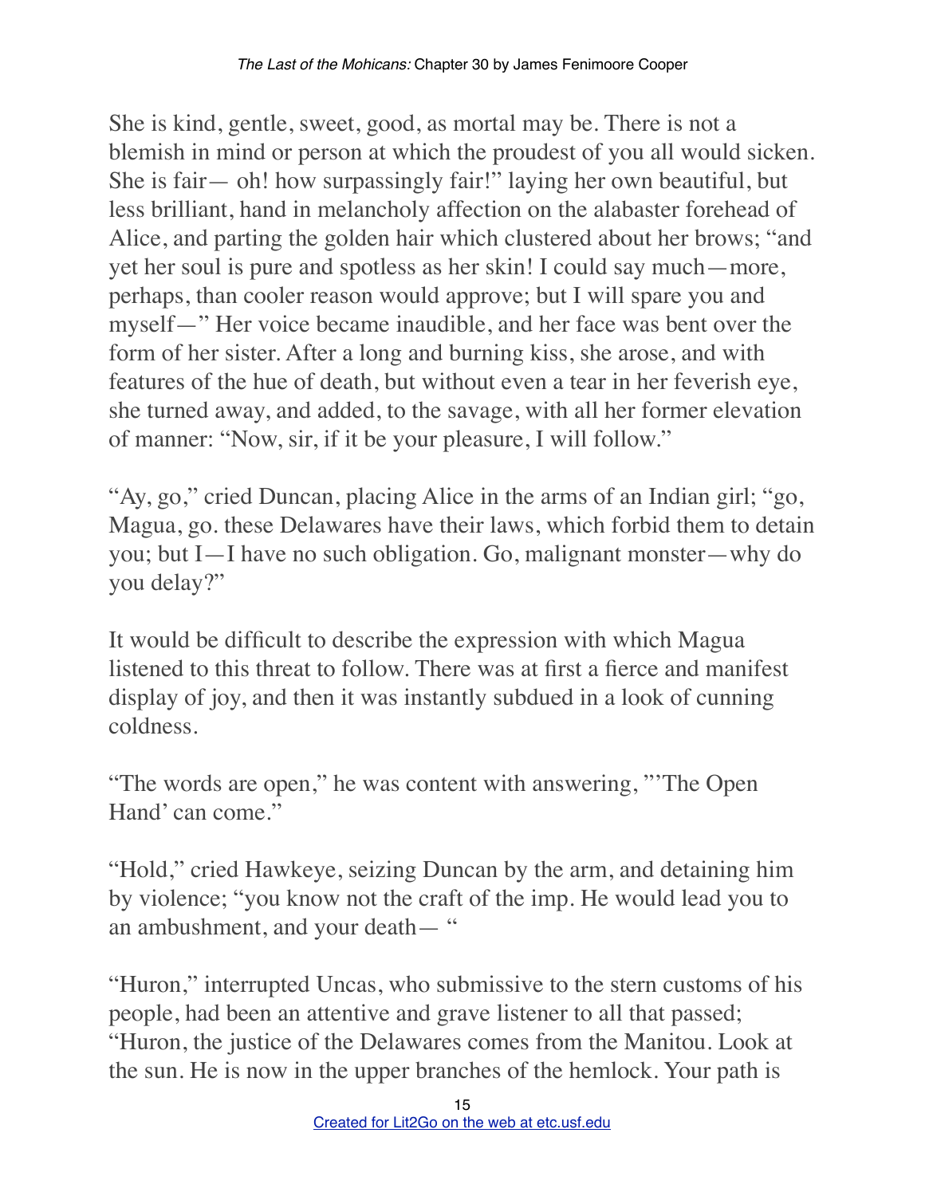She is kind, gentle, sweet, good, as mortal may be. There is not a blemish in mind or person at which the proudest of you all would sicken. She is fair— oh! how surpassingly fair!" laying her own beautiful, but less brilliant, hand in melancholy affection on the alabaster forehead of Alice, and parting the golden hair which clustered about her brows; "and yet her soul is pure and spotless as her skin! I could say much—more, perhaps, than cooler reason would approve; but I will spare you and myself—" Her voice became inaudible, and her face was bent over the form of her sister. After a long and burning kiss, she arose, and with features of the hue of death, but without even a tear in her feverish eye, she turned away, and added, to the savage, with all her former elevation of manner: "Now, sir, if it be your pleasure, I will follow."

"Ay, go," cried Duncan, placing Alice in the arms of an Indian girl; "go, Magua, go. these Delawares have their laws, which forbid them to detain you; but I—I have no such obligation. Go, malignant monster—why do you delay?"

It would be difficult to describe the expression with which Magua listened to this threat to follow. There was at first a fierce and manifest display of joy, and then it was instantly subdued in a look of cunning coldness.

"The words are open," he was content with answering, "'The Open Hand' can come."

"Hold," cried Hawkeye, seizing Duncan by the arm, and detaining him by violence; "you know not the craft of the imp. He would lead you to an ambushment, and your death— "

"Huron," interrupted Uncas, who submissive to the stern customs of his people, had been an attentive and grave listener to all that passed; "Huron, the justice of the Delawares comes from the Manitou. Look at the sun. He is now in the upper branches of the hemlock. Your path is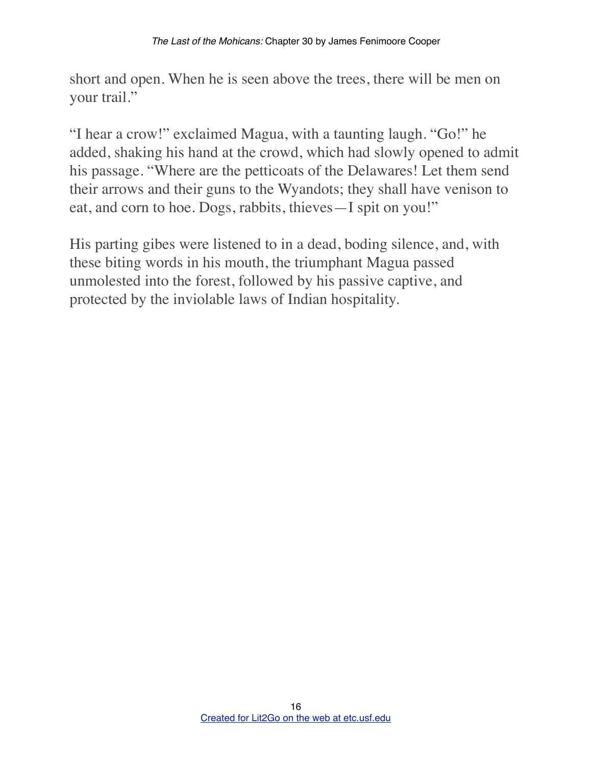short and open. When he is seen above the trees, there will be men on your trail."

"I hear a crow!" exclaimed Magua, with a taunting laugh. "Go!" he added, shaking his hand at the crowd, which had slowly opened to admit his passage. "Where are the petticoats of the Delawares! Let them send their arrows and their guns to the Wyandots; they shall have venison to eat, and corn to hoe. Dogs, rabbits, thieves—I spit on you!"

His parting gibes were listened to in a dead, boding silence, and, with these biting words in his mouth, the triumphant Magua passed unmolested into the forest, followed by his passive captive, and protected by the inviolable laws of Indian hospitality.